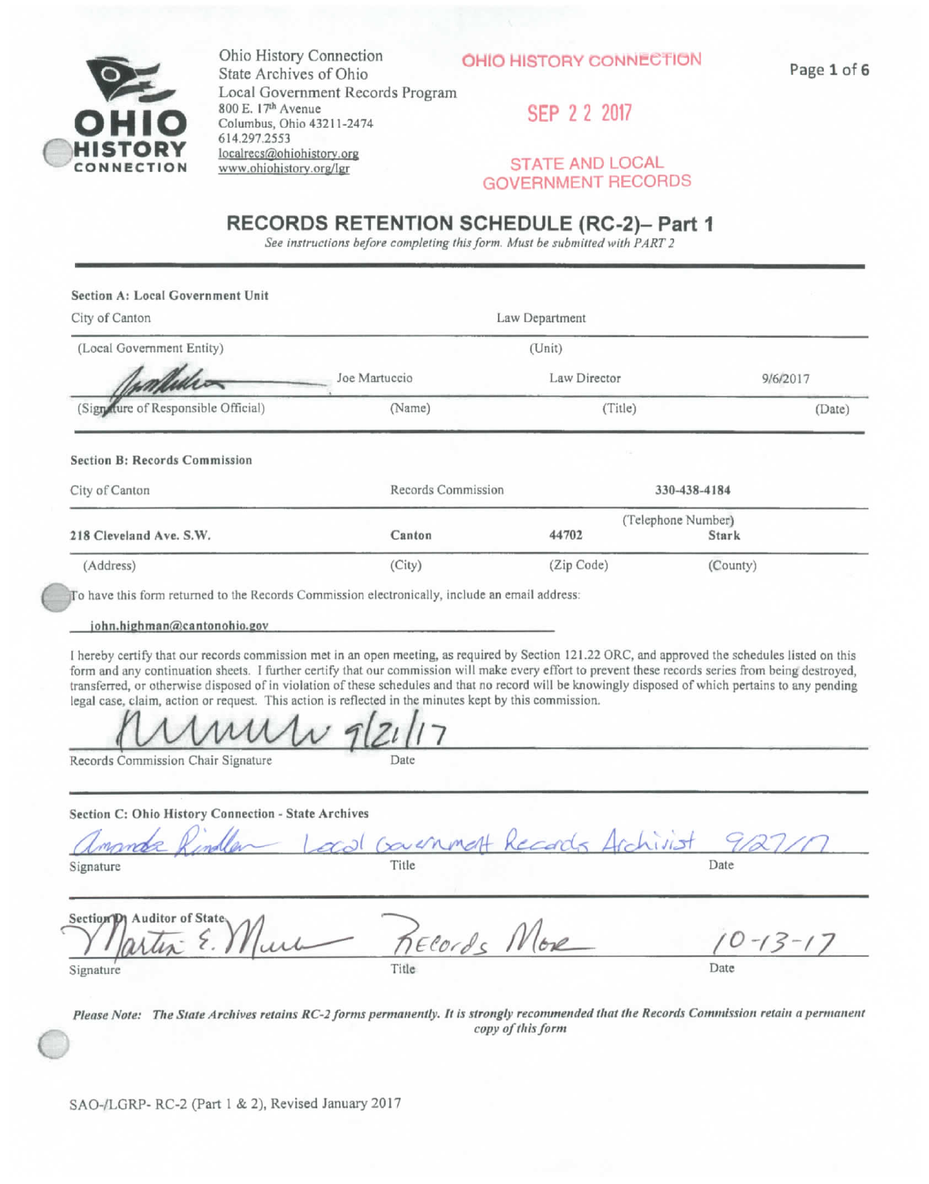Ohio History Connection
State Archives of Ohio
Local Government Records Program
800 E. 17th Avenue
Columbus, Ohio 43211-2474
614.297.2553
localrecs@ohiohistory.org
www.ohiohistory.org/lgr

OHIO HISTORY CONNECTION

SEP 22 2017

STATE AND LOCAL GOVERNMENT RECORDS

# RECORDS RETENTION SCHEDULE (RC-2)– Part 1

*See instructions before completing this form. Must be submitted with PART 2*

**Section A: Local Government Unit**

| City of Canton | | Law Department | |
|---|---|---|---|
| (Local Government Entity) | | (Unit) | |
| [signature] | Joe Martuccio | Law Director | 9/6/2017 |
| (Signature of Responsible Official) | (Name) | (Title) | (Date) |

**Section B: Records Commission**

| City of Canton | Records Commission | | 330-438-4184 |
|---|---|---|---|
| | | | (Telephone Number) |
| 218 Cleveland Ave. S.W. | Canton | 44702 | Stark |
| (Address) | (City) | (Zip Code) | (County) |

To have this form returned to the Records Commission electronically, include an email address:

john.highman@cantonohio.gov

I hereby certify that our records commission met in an open meeting, as required by Section 121.22 ORC, and approved the schedules listed on this form and any continuation sheets. I further certify that our commission will make every effort to prevent these records series from being destroyed, transferred, or otherwise disposed of in violation of these schedules and that no record will be knowingly disposed of which pertains to any pending legal case, claim, action or request. This action is reflected in the minutes kept by this commission.

[signature] 9/21/17

Records Commission Chair Signature — Date

**Section C: Ohio History Connection - State Archives**

| Amanda Rindler | Local Government Records Archivist | 9/27/17 |
|---|---|---|
| Signature | Title | Date |

**Section D: Auditor of State**

| Martin E. Muir | Records Mgr | 10-13-17 |
|---|---|---|
| Signature | Title | Date |

***Please Note:** The State Archives retains RC-2 forms permanently. It is strongly recommended that the Records Commission retain a permanent copy of this form*

SAO-/LGRP- RC-2 (Part 1 & 2), Revised January 2017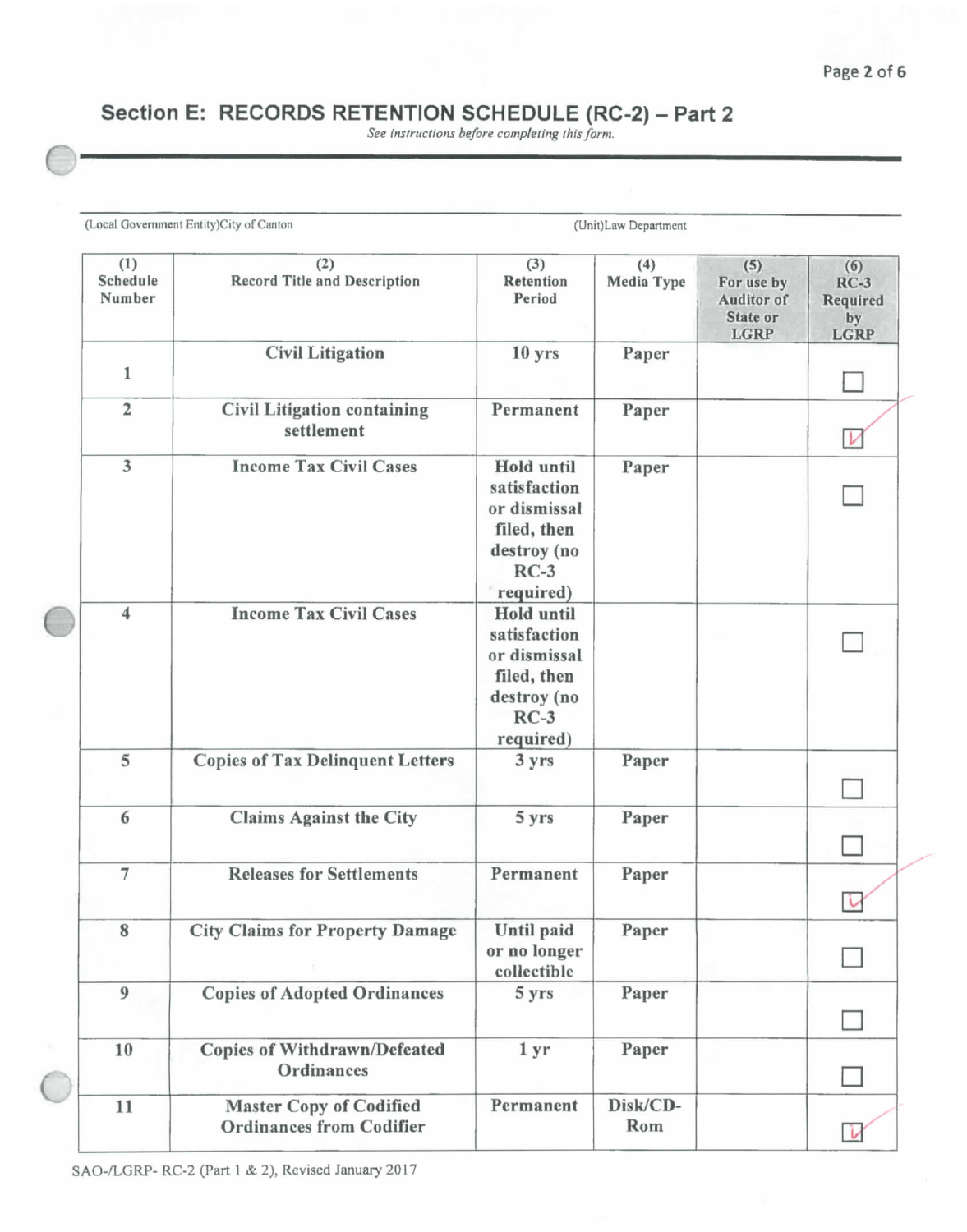## Section E: RECORDS RETENTION SCHEDULE (RC-2) – Part 2

*See instructions before completing this form.*

(Local Government Entity)City of Canton (Unit)Law Department

| (1) Schedule Number | (2) Record Title and Description | (3) Retention Period | (4) Media Type | (5) For use by Auditor of State or LGRP | (6) RC-3 Required by LGRP |
|---|---|---|---|---|---|
| 1 | Civil Litigation | 10 yrs | Paper | | ☐ |
| 2 | Civil Litigation containing settlement | Permanent | Paper | | ☑ |
| 3 | Income Tax Civil Cases | Hold until satisfaction or dismissal filed, then destroy (no RC-3 required) | Paper | | ☐ |
| 4 | Income Tax Civil Cases | Hold until satisfaction or dismissal filed, then destroy (no RC-3 required) | | | ☐ |
| 5 | Copies of Tax Delinquent Letters | 3 yrs | Paper | | ☐ |
| 6 | Claims Against the City | 5 yrs | Paper | | ☐ |
| 7 | Releases for Settlements | Permanent | Paper | | ☑ |
| 8 | City Claims for Property Damage | Until paid or no longer collectible | Paper | | ☐ |
| 9 | Copies of Adopted Ordinances | 5 yrs | Paper | | ☐ |
| 10 | Copies of Withdrawn/Defeated Ordinances | 1 yr | Paper | | ☐ |
| 11 | Master Copy of Codified Ordinances from Codifier | Permanent | Disk/CD-Rom | | ☑ |

SAO-/LGRP- RC-2 (Part 1 & 2), Revised January 2017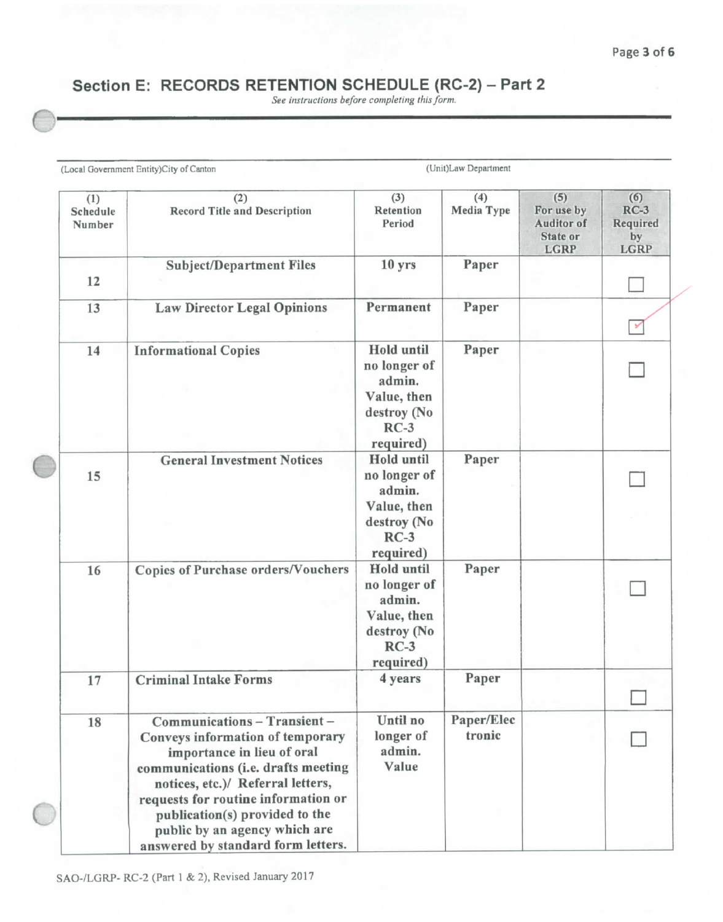## Section E: RECORDS RETENTION SCHEDULE (RC-2) – Part 2

*See instructions before completing this form.*

(Local Government Entity)City of Canton (Unit)Law Department

| (1) Schedule Number | (2) Record Title and Description | (3) Retention Period | (4) Media Type | (5) For use by Auditor of State or LGRP | (6) RC-3 Required by LGRP |
|---|---|---|---|---|---|
| 12 | Subject/Department Files | 10 yrs | Paper | | ☐ |
| 13 | Law Director Legal Opinions | Permanent | Paper | | ☑ |
| 14 | Informational Copies | Hold until no longer of admin. Value, then destroy (No RC-3 required) | Paper | | ☐ |
| 15 | General Investment Notices | Hold until no longer of admin. Value, then destroy (No RC-3 required) | Paper | | ☐ |
| 16 | Copies of Purchase orders/Vouchers | Hold until no longer of admin. Value, then destroy (No RC-3 required) | Paper | | ☐ |
| 17 | Criminal Intake Forms | 4 years | Paper | | ☐ |
| 18 | Communications – Transient – Conveys information of temporary importance in lieu of oral communications (i.e. drafts meeting notices, etc.)/ Referral letters, requests for routine information or publication(s) provided to the public by an agency which are answered by standard form letters. | Until no longer of admin. Value | Paper/Electronic | | ☐ |

SAO-/LGRP- RC-2 (Part 1 & 2), Revised January 2017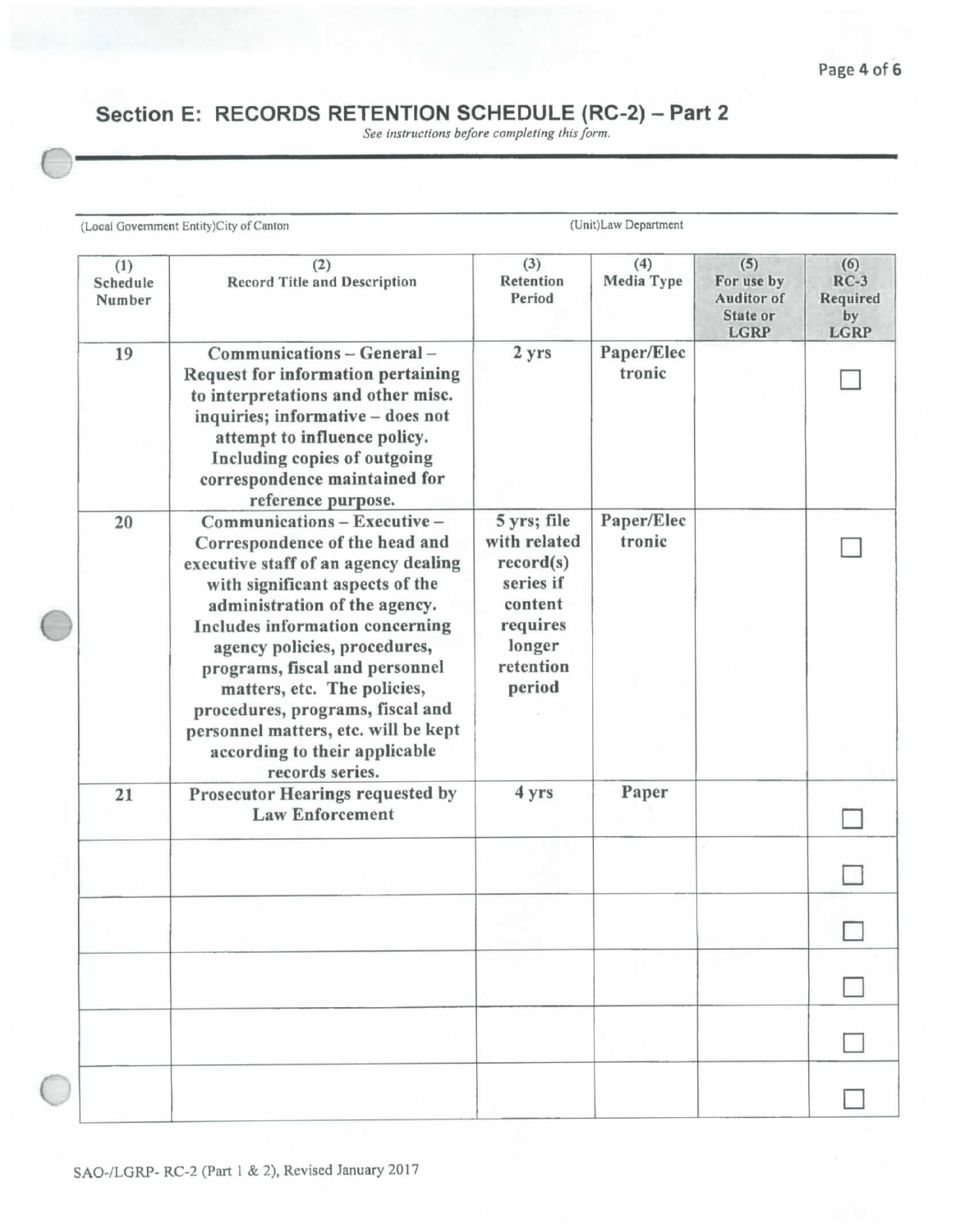## Section E: RECORDS RETENTION SCHEDULE (RC-2) – Part 2

*See instructions before completing this form.*

(Local Government Entity)City of Canton (Unit)Law Department

| (1) Schedule Number | (2) Record Title and Description | (3) Retention Period | (4) Media Type | (5) For use by Auditor of State or LGRP | (6) RC-3 Required by LGRP |
|---|---|---|---|---|---|
| 19 | Communications – General – Request for information pertaining to interpretations and other misc. inquiries; informative – does not attempt to influence policy. Including copies of outgoing correspondence maintained for reference purpose. | 2 yrs | Paper/Electronic | | ☐ |
| 20 | Communications – Executive – Correspondence of the head and executive staff of an agency dealing with significant aspects of the administration of the agency. Includes information concerning agency policies, procedures, programs, fiscal and personnel matters, etc. The policies, procedures, programs, fiscal and personnel matters, etc. will be kept according to their applicable records series. | 5 yrs; file with related record(s) series if content requires longer retention period | Paper/Electronic | | ☐ |
| 21 | Prosecutor Hearings requested by Law Enforcement | 4 yrs | Paper | | ☐ |
| | | | | | ☐ |
| | | | | | ☐ |
| | | | | | ☐ |
| | | | | | ☐ |
| | | | | | ☐ |

SAO-/LGRP- RC-2 (Part 1 & 2), Revised January 2017